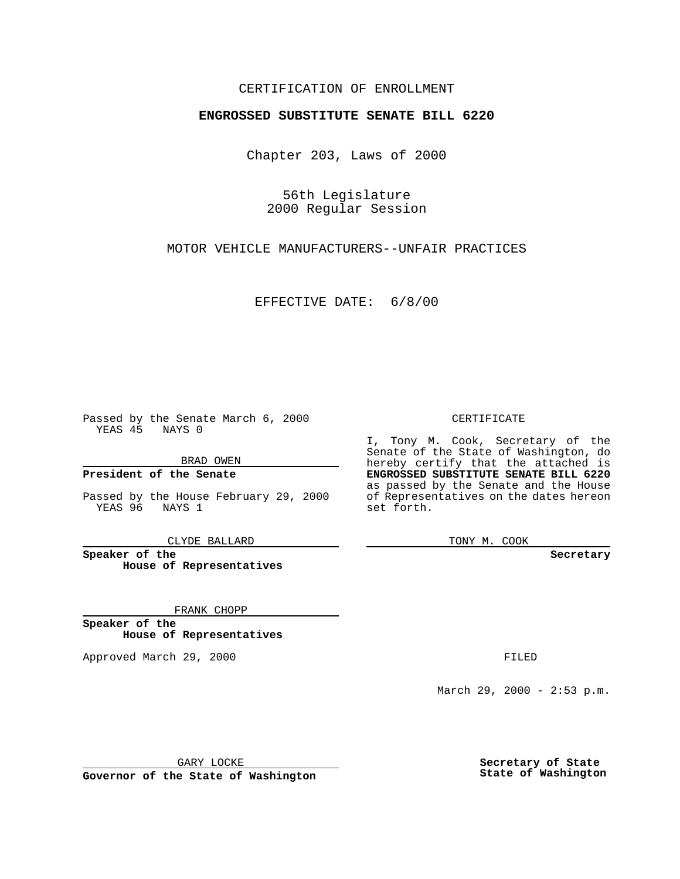CERTIFICATION OF ENROLLMENT

**ENGROSSED SUBSTITUTE SENATE BILL 6220**

Chapter 203, Laws of 2000

56th Legislature
2000 Regular Session

MOTOR VEHICLE MANUFACTURERS--UNFAIR PRACTICES

EFFECTIVE DATE: 6/8/00

Passed by the Senate March 6, 2000
YEAS 45 NAYS 0

BRAD OWEN

**President of the Senate**

Passed by the House February 29, 2000
YEAS 96 NAYS 1

CLYDE BALLARD

**Speaker of the House of Representatives**

FRANK CHOPP

**Speaker of the House of Representatives**

Approved March 29, 2000

GARY LOCKE

**Governor of the State of Washington**

CERTIFICATE

I, Tony M. Cook, Secretary of the Senate of the State of Washington, do hereby certify that the attached is **ENGROSSED SUBSTITUTE SENATE BILL 6220** as passed by the Senate and the House of Representatives on the dates hereon set forth.

TONY M. COOK

**Secretary**

FILED

March 29, 2000 - 2:53 p.m.

**Secretary of State State of Washington**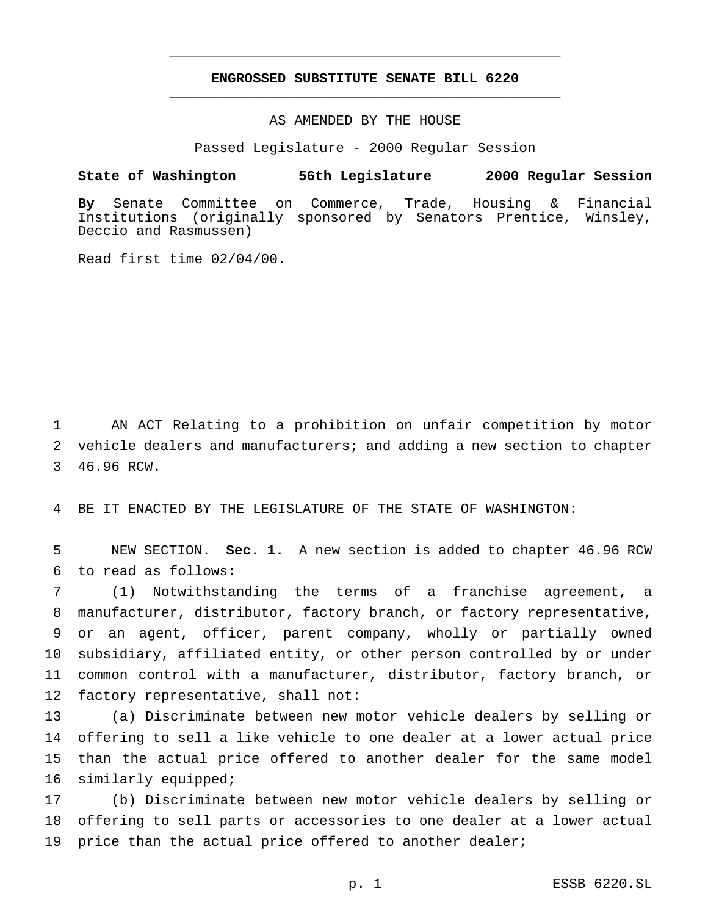# ENGROSSED SUBSTITUTE SENATE BILL 6220

AS AMENDED BY THE HOUSE

Passed Legislature - 2000 Regular Session

**State of Washington 56th Legislature 2000 Regular Session**

**By** Senate Committee on Commerce, Trade, Housing & Financial Institutions (originally sponsored by Senators Prentice, Winsley, Deccio and Rasmussen)

Read first time 02/04/00.

AN ACT Relating to a prohibition on unfair competition by motor vehicle dealers and manufacturers; and adding a new section to chapter 46.96 RCW.

BE IT ENACTED BY THE LEGISLATURE OF THE STATE OF WASHINGTON:

NEW SECTION. **Sec. 1.** A new section is added to chapter 46.96 RCW to read as follows:

(1) Notwithstanding the terms of a franchise agreement, a manufacturer, distributor, factory branch, or factory representative, or an agent, officer, parent company, wholly or partially owned subsidiary, affiliated entity, or other person controlled by or under common control with a manufacturer, distributor, factory branch, or factory representative, shall not:

(a) Discriminate between new motor vehicle dealers by selling or offering to sell a like vehicle to one dealer at a lower actual price than the actual price offered to another dealer for the same model similarly equipped;

(b) Discriminate between new motor vehicle dealers by selling or offering to sell parts or accessories to one dealer at a lower actual price than the actual price offered to another dealer;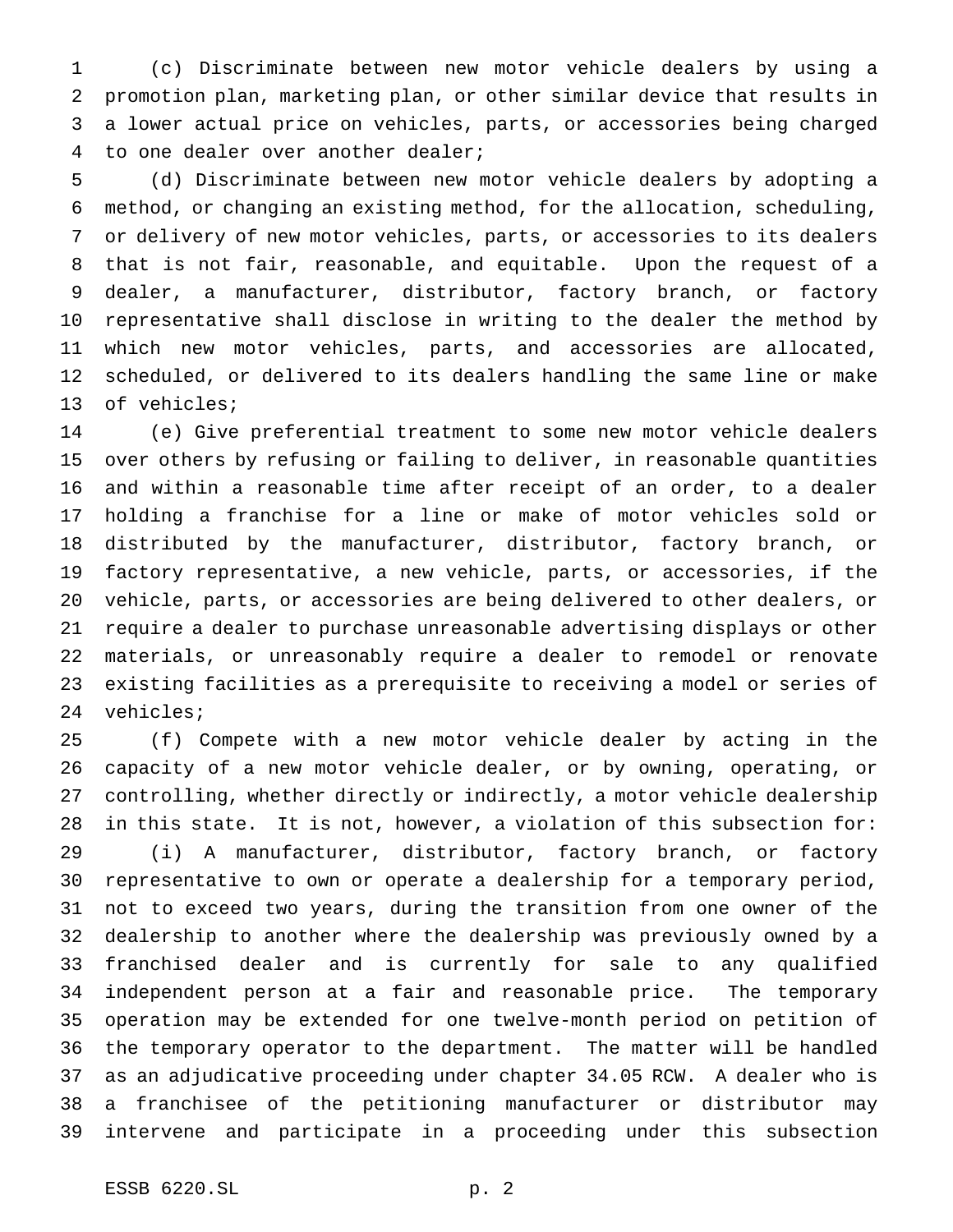(c) Discriminate between new motor vehicle dealers by using a promotion plan, marketing plan, or other similar device that results in a lower actual price on vehicles, parts, or accessories being charged to one dealer over another dealer;

(d) Discriminate between new motor vehicle dealers by adopting a method, or changing an existing method, for the allocation, scheduling, or delivery of new motor vehicles, parts, or accessories to its dealers that is not fair, reasonable, and equitable. Upon the request of a dealer, a manufacturer, distributor, factory branch, or factory representative shall disclose in writing to the dealer the method by which new motor vehicles, parts, and accessories are allocated, scheduled, or delivered to its dealers handling the same line or make of vehicles;

(e) Give preferential treatment to some new motor vehicle dealers over others by refusing or failing to deliver, in reasonable quantities and within a reasonable time after receipt of an order, to a dealer holding a franchise for a line or make of motor vehicles sold or distributed by the manufacturer, distributor, factory branch, or factory representative, a new vehicle, parts, or accessories, if the vehicle, parts, or accessories are being delivered to other dealers, or require a dealer to purchase unreasonable advertising displays or other materials, or unreasonably require a dealer to remodel or renovate existing facilities as a prerequisite to receiving a model or series of vehicles;

(f) Compete with a new motor vehicle dealer by acting in the capacity of a new motor vehicle dealer, or by owning, operating, or controlling, whether directly or indirectly, a motor vehicle dealership in this state. It is not, however, a violation of this subsection for:

(i) A manufacturer, distributor, factory branch, or factory representative to own or operate a dealership for a temporary period, not to exceed two years, during the transition from one owner of the dealership to another where the dealership was previously owned by a franchised dealer and is currently for sale to any qualified independent person at a fair and reasonable price. The temporary operation may be extended for one twelve-month period on petition of the temporary operator to the department. The matter will be handled as an adjudicative proceeding under chapter 34.05 RCW. A dealer who is a franchisee of the petitioning manufacturer or distributor may intervene and participate in a proceeding under this subsection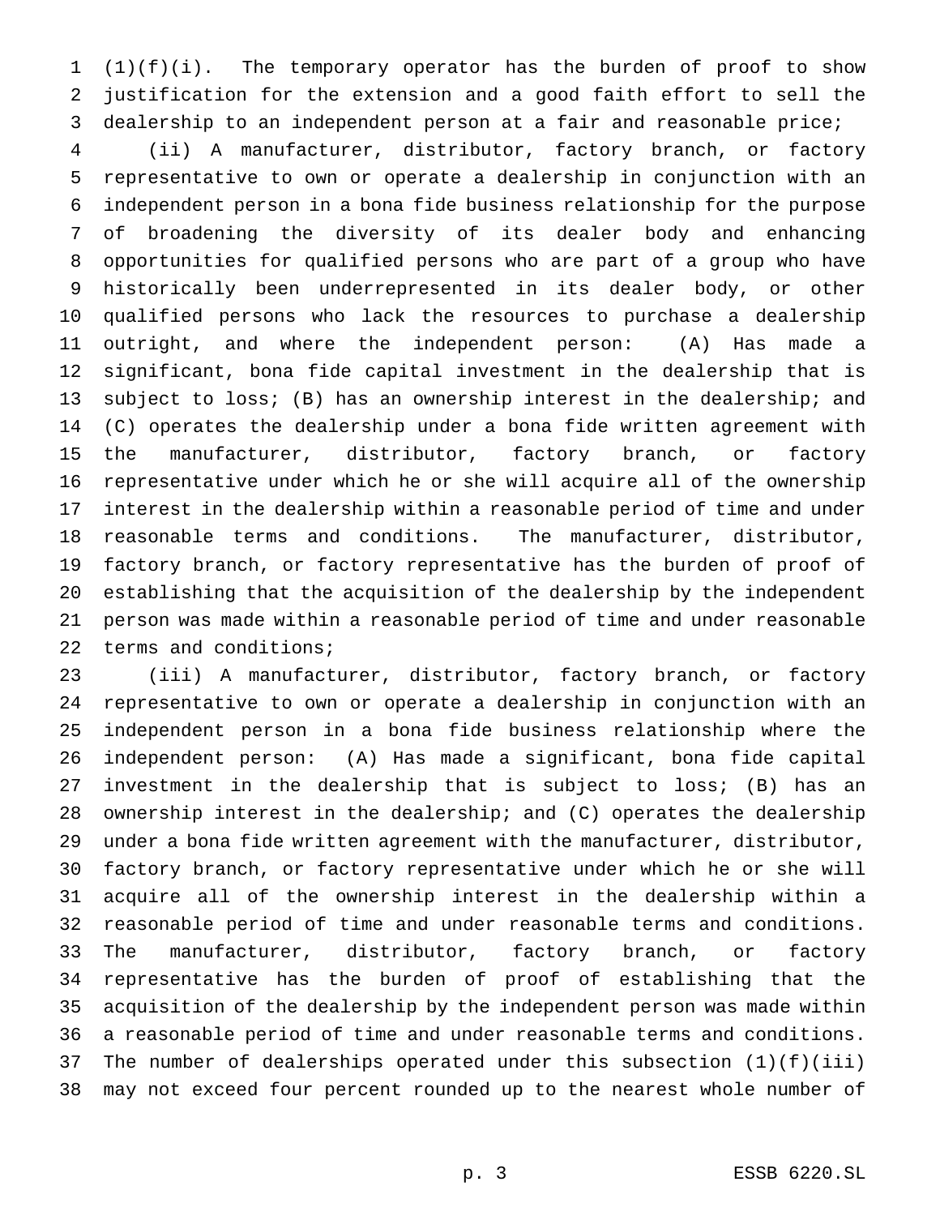(1)(f)(i). The temporary operator has the burden of proof to show justification for the extension and a good faith effort to sell the dealership to an independent person at a fair and reasonable price;

(ii) A manufacturer, distributor, factory branch, or factory representative to own or operate a dealership in conjunction with an independent person in a bona fide business relationship for the purpose of broadening the diversity of its dealer body and enhancing opportunities for qualified persons who are part of a group who have historically been underrepresented in its dealer body, or other qualified persons who lack the resources to purchase a dealership outright, and where the independent person: (A) Has made a significant, bona fide capital investment in the dealership that is subject to loss; (B) has an ownership interest in the dealership; and (C) operates the dealership under a bona fide written agreement with the manufacturer, distributor, factory branch, or factory representative under which he or she will acquire all of the ownership interest in the dealership within a reasonable period of time and under reasonable terms and conditions. The manufacturer, distributor, factory branch, or factory representative has the burden of proof of establishing that the acquisition of the dealership by the independent person was made within a reasonable period of time and under reasonable terms and conditions;

(iii) A manufacturer, distributor, factory branch, or factory representative to own or operate a dealership in conjunction with an independent person in a bona fide business relationship where the independent person: (A) Has made a significant, bona fide capital investment in the dealership that is subject to loss; (B) has an ownership interest in the dealership; and (C) operates the dealership under a bona fide written agreement with the manufacturer, distributor, factory branch, or factory representative under which he or she will acquire all of the ownership interest in the dealership within a reasonable period of time and under reasonable terms and conditions. The manufacturer, distributor, factory branch, or factory representative has the burden of proof of establishing that the acquisition of the dealership by the independent person was made within a reasonable period of time and under reasonable terms and conditions. The number of dealerships operated under this subsection (1)(f)(iii) may not exceed four percent rounded up to the nearest whole number of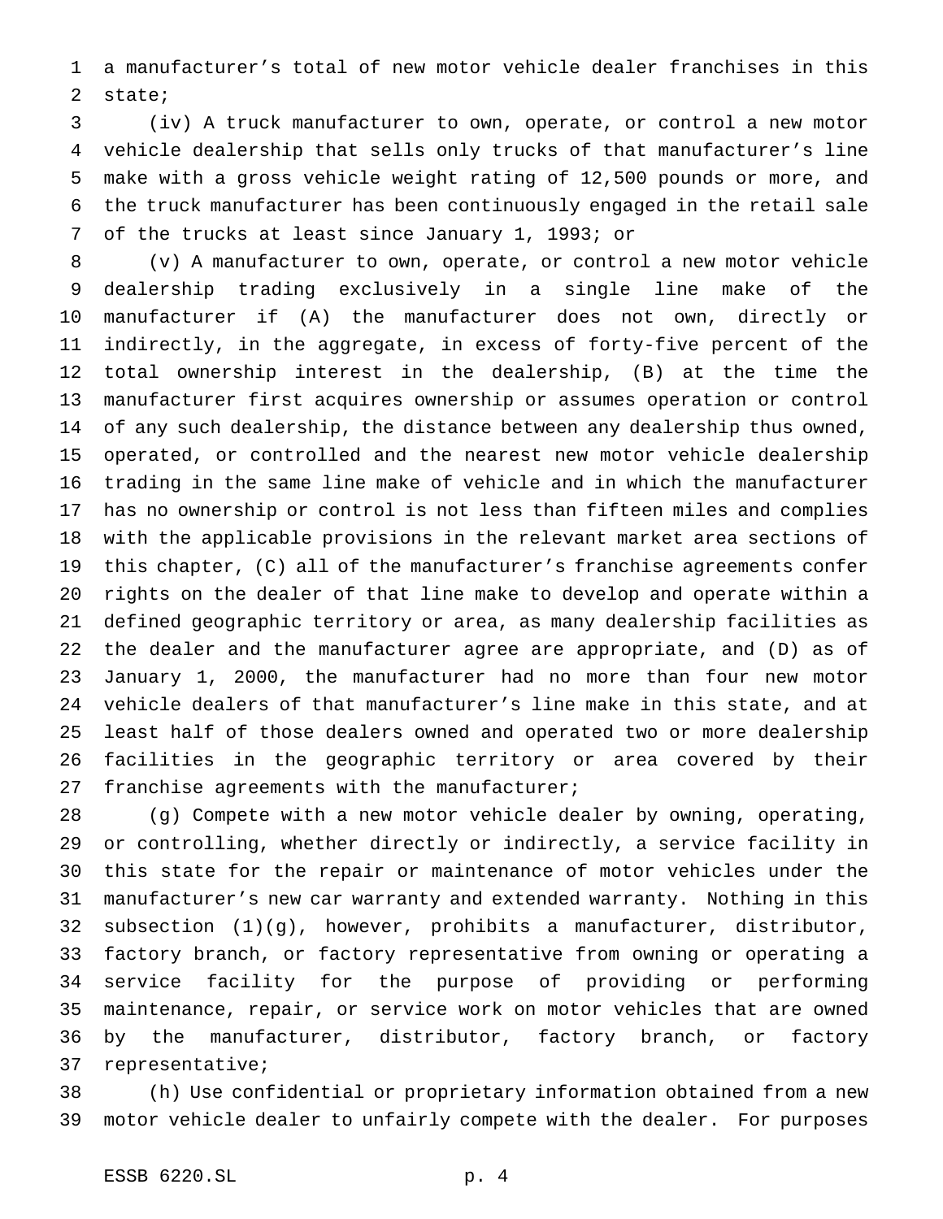a manufacturer's total of new motor vehicle dealer franchises in this state;

(iv) A truck manufacturer to own, operate, or control a new motor vehicle dealership that sells only trucks of that manufacturer's line make with a gross vehicle weight rating of 12,500 pounds or more, and the truck manufacturer has been continuously engaged in the retail sale of the trucks at least since January 1, 1993; or

(v) A manufacturer to own, operate, or control a new motor vehicle dealership trading exclusively in a single line make of the manufacturer if (A) the manufacturer does not own, directly or indirectly, in the aggregate, in excess of forty-five percent of the total ownership interest in the dealership, (B) at the time the manufacturer first acquires ownership or assumes operation or control of any such dealership, the distance between any dealership thus owned, operated, or controlled and the nearest new motor vehicle dealership trading in the same line make of vehicle and in which the manufacturer has no ownership or control is not less than fifteen miles and complies with the applicable provisions in the relevant market area sections of this chapter, (C) all of the manufacturer's franchise agreements confer rights on the dealer of that line make to develop and operate within a defined geographic territory or area, as many dealership facilities as the dealer and the manufacturer agree are appropriate, and (D) as of January 1, 2000, the manufacturer had no more than four new motor vehicle dealers of that manufacturer's line make in this state, and at least half of those dealers owned and operated two or more dealership facilities in the geographic territory or area covered by their franchise agreements with the manufacturer;

(g) Compete with a new motor vehicle dealer by owning, operating, or controlling, whether directly or indirectly, a service facility in this state for the repair or maintenance of motor vehicles under the manufacturer's new car warranty and extended warranty. Nothing in this subsection (1)(g), however, prohibits a manufacturer, distributor, factory branch, or factory representative from owning or operating a service facility for the purpose of providing or performing maintenance, repair, or service work on motor vehicles that are owned by the manufacturer, distributor, factory branch, or factory representative;

(h) Use confidential or proprietary information obtained from a new motor vehicle dealer to unfairly compete with the dealer. For purposes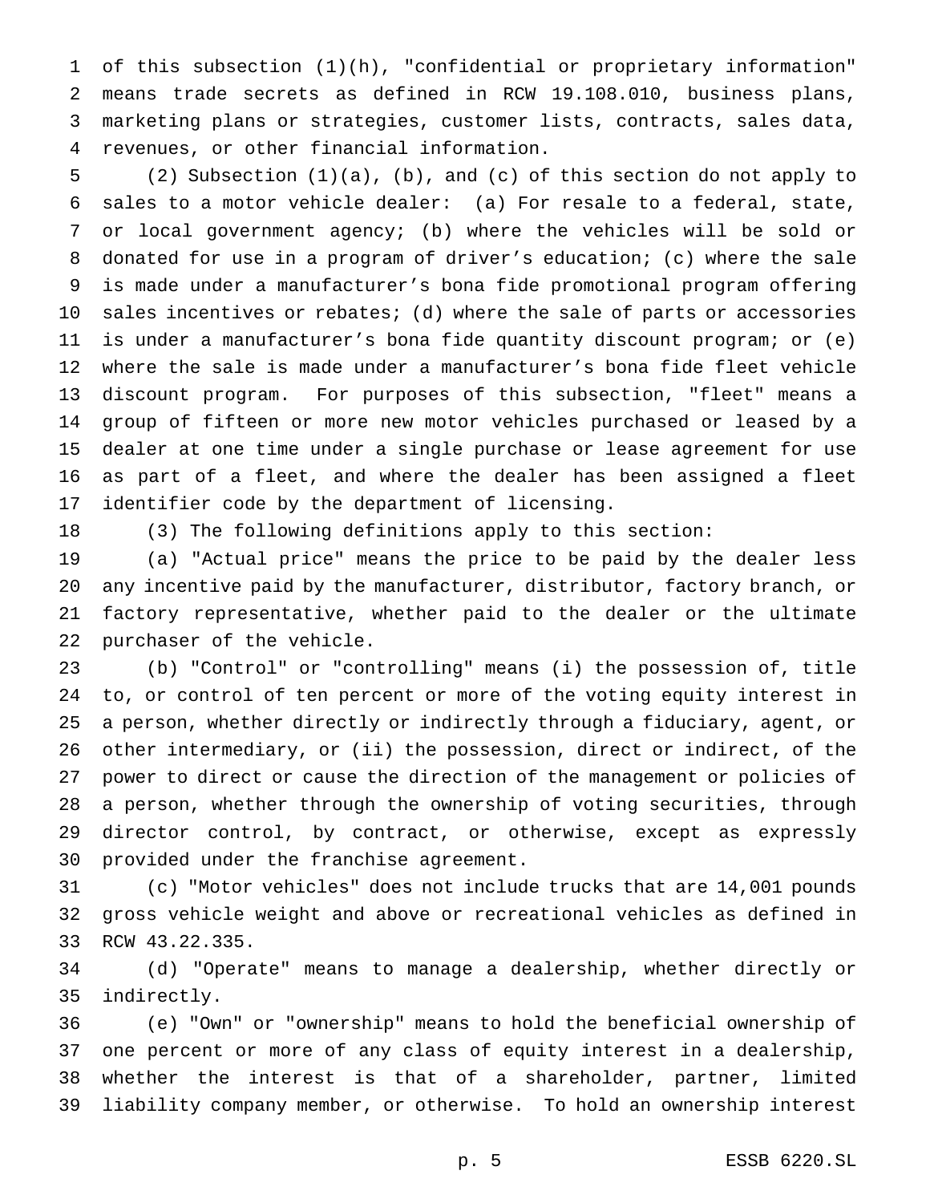of this subsection (1)(h), "confidential or proprietary information" means trade secrets as defined in RCW 19.108.010, business plans, marketing plans or strategies, customer lists, contracts, sales data, revenues, or other financial information.

(2) Subsection (1)(a), (b), and (c) of this section do not apply to sales to a motor vehicle dealer: (a) For resale to a federal, state, or local government agency; (b) where the vehicles will be sold or donated for use in a program of driver's education; (c) where the sale is made under a manufacturer's bona fide promotional program offering sales incentives or rebates; (d) where the sale of parts or accessories is under a manufacturer's bona fide quantity discount program; or (e) where the sale is made under a manufacturer's bona fide fleet vehicle discount program. For purposes of this subsection, "fleet" means a group of fifteen or more new motor vehicles purchased or leased by a dealer at one time under a single purchase or lease agreement for use as part of a fleet, and where the dealer has been assigned a fleet identifier code by the department of licensing.

(3) The following definitions apply to this section:

(a) "Actual price" means the price to be paid by the dealer less any incentive paid by the manufacturer, distributor, factory branch, or factory representative, whether paid to the dealer or the ultimate purchaser of the vehicle.

(b) "Control" or "controlling" means (i) the possession of, title to, or control of ten percent or more of the voting equity interest in a person, whether directly or indirectly through a fiduciary, agent, or other intermediary, or (ii) the possession, direct or indirect, of the power to direct or cause the direction of the management or policies of a person, whether through the ownership of voting securities, through director control, by contract, or otherwise, except as expressly provided under the franchise agreement.

(c) "Motor vehicles" does not include trucks that are 14,001 pounds gross vehicle weight and above or recreational vehicles as defined in RCW 43.22.335.

(d) "Operate" means to manage a dealership, whether directly or indirectly.

(e) "Own" or "ownership" means to hold the beneficial ownership of one percent or more of any class of equity interest in a dealership, whether the interest is that of a shareholder, partner, limited liability company member, or otherwise. To hold an ownership interest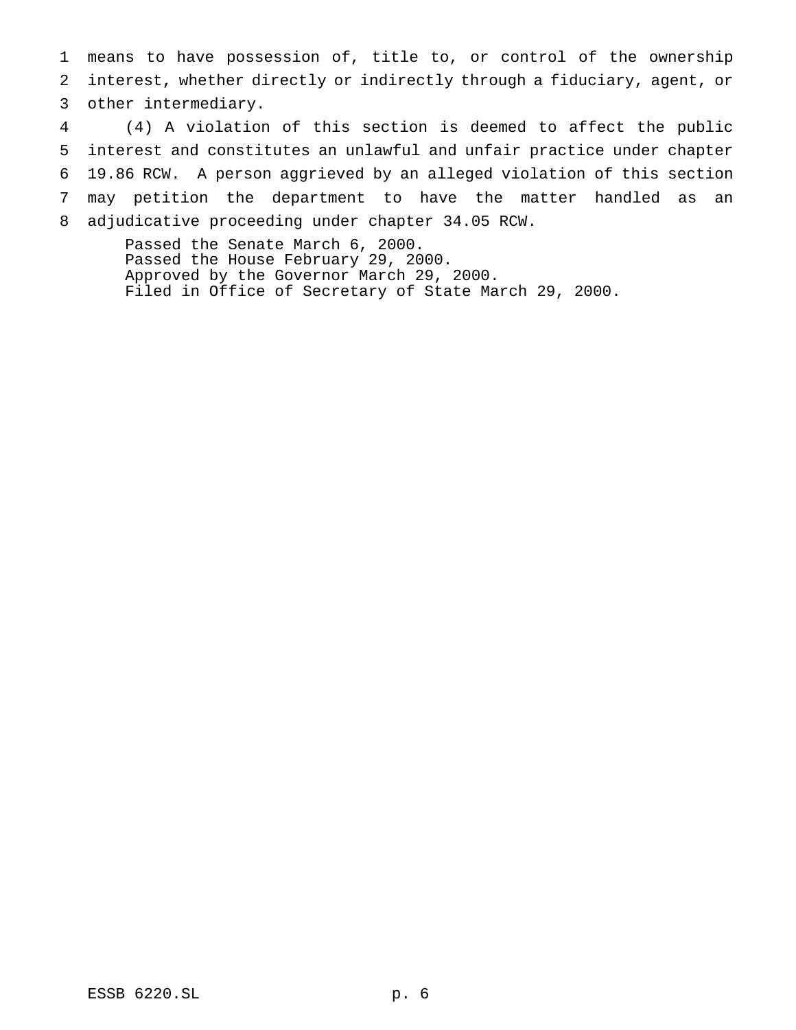means to have possession of, title to, or control of the ownership interest, whether directly or indirectly through a fiduciary, agent, or other intermediary.

(4) A violation of this section is deemed to affect the public interest and constitutes an unlawful and unfair practice under chapter 19.86 RCW. A person aggrieved by an alleged violation of this section may petition the department to have the matter handled as an adjudicative proceeding under chapter 34.05 RCW.

Passed the Senate March 6, 2000.
Passed the House February 29, 2000.
Approved by the Governor March 29, 2000.
Filed in Office of Secretary of State March 29, 2000.